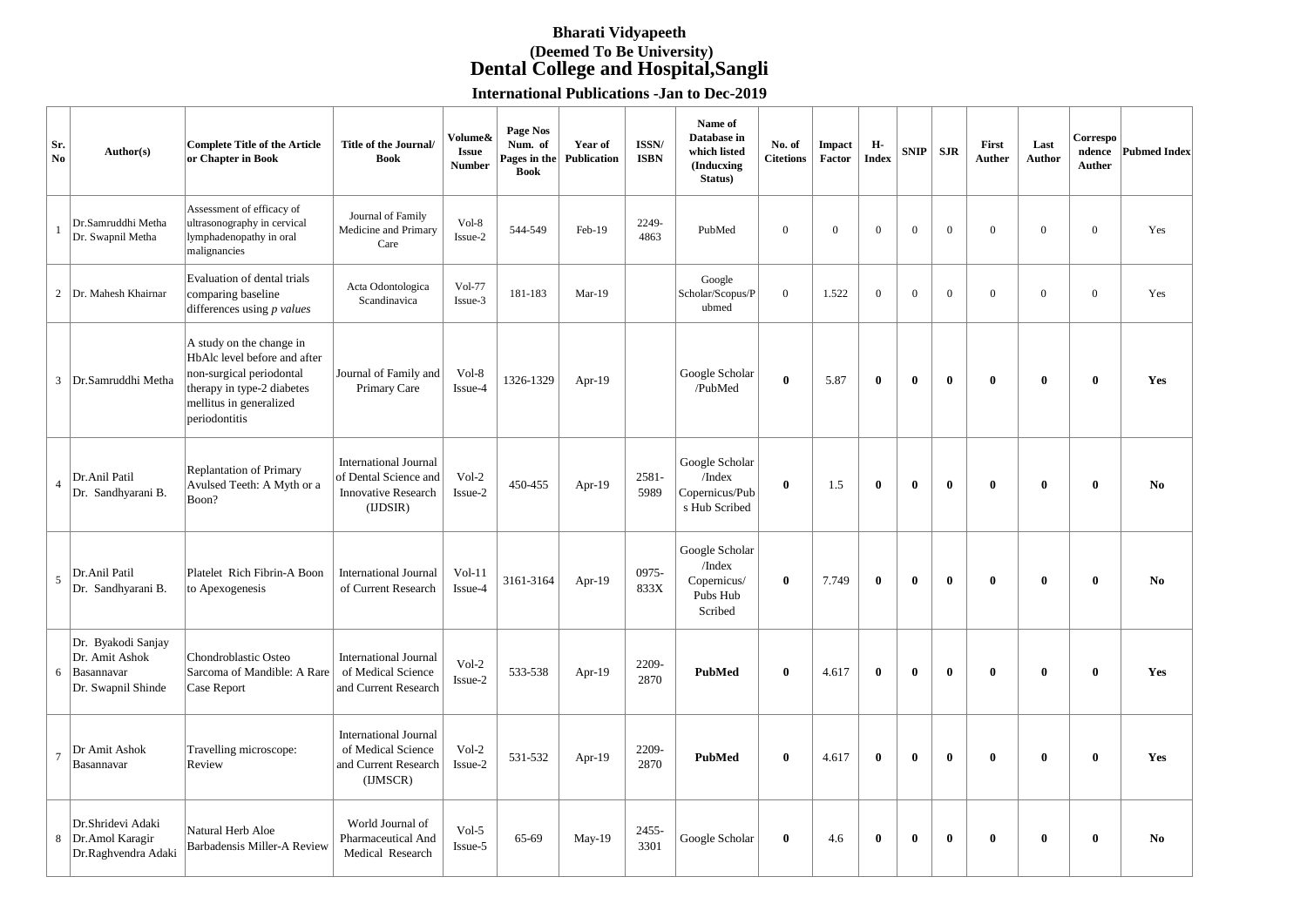# Bharati Vidyapeeth
## (Deemed To Be University)
## Dental College and Hospital,Sangli

### International Publications -Jan to Dec-2019

| Sr. No | Author(s) | Complete Title of the Article or Chapter in Book | Title of the Journal/ Book | Volume& Issue Number | Page Nos Num. of Pages in the Book | Year of Publication | ISSN/ ISBN | Name of Database in which listed (Inducxing Status) | No. of Citetions | Impact Factor | H-Index | SNIP | SJR | First Auther | Last Author | Correspo ndence Auther | Pubmed Index |
|---|---|---|---|---|---|---|---|---|---|---|---|---|---|---|---|---|---|
| 1 | Dr.Samruddhi Metha Dr. Swapnil Metha | Assessment of efficacy of ultrasonography in cervical lymphadenopathy in oral malignancies | Journal of Family Medicine and Primary Care | Vol-8 Issue-2 | 544-549 | Feb-19 | 2249-4863 | PubMed | 0 | 0 | 0 | 0 | 0 | 0 | 0 | 0 | Yes |
| 2 | Dr. Mahesh Khairnar | Evaluation of dental trials comparing baseline differences using *p values* | Acta Odontologica Scandinavica | Vol-77 Issue-3 | 181-183 | Mar-19 | | Google Scholar/Scopus/Pubmed | 0 | 1.522 | 0 | 0 | 0 | 0 | 0 | 0 | Yes |
| 3 | Dr.Samruddhi Metha | A study on the change in HbAlc level before and after non-surgical periodontal therapy in type-2 diabetes mellitus in generalized periodontitis | Journal of Family and Primary Care | Vol-8 Issue-4 | 1326-1329 | Apr-19 | | Google Scholar /PubMed | **0** | 5.87 | **0** | **0** | **0** | **0** | **0** | **0** | **Yes** |
| 4 | Dr.Anil Patil Dr. Sandhyarani B. | Replantation of Primary Avulsed Teeth: A Myth or a Boon? | International Journal of Dental Science and Innovative Research (IJDSIR) | Vol-2 Issue-2 | 450-455 | Apr-19 | 2581-5989 | Google Scholar /Index Copernicus/Pubs Hub Scribed | **0** | 1.5 | **0** | **0** | **0** | **0** | **0** | **0** | **No** |
| 5 | Dr.Anil Patil Dr. Sandhyarani B. | Platelet Rich Fibrin-A Boon to Apexogenesis | International Journal of Current Research | Vol-11 Issue-4 | 3161-3164 | Apr-19 | 0975-833X | Google Scholar /Index Copernicus/ Pubs Hub Scribed | **0** | 7.749 | **0** | **0** | **0** | **0** | **0** | **0** | **No** |
| 6 | Dr. Byakodi Sanjay Dr. Amit Ashok Basannavar Dr. Swapnil Shinde | Chondroblastic Osteo Sarcoma of Mandible: A Rare Case Report | International Journal of Medical Science and Current Research | Vol-2 Issue-2 | 533-538 | Apr-19 | 2209-2870 | **PubMed** | **0** | 4.617 | **0** | **0** | **0** | **0** | **0** | **0** | **Yes** |
| 7 | Dr Amit Ashok Basannavar | Travelling microscope: Review | International Journal of Medical Science and Current Research (IJMSCR) | Vol-2 Issue-2 | 531-532 | Apr-19 | 2209-2870 | **PubMed** | **0** | 4.617 | **0** | **0** | **0** | **0** | **0** | **0** | **Yes** |
| 8 | Dr.Shridevi Adaki Dr.Amol Karagir Dr.Raghvendra Adaki | Natural Herb Aloe Barbadensis Miller-A Review | World Journal of Pharmaceutical And Medical Research | Vol-5 Issue-5 | 65-69 | May-19 | 2455-3301 | Google Scholar | **0** | 4.6 | **0** | **0** | **0** | **0** | **0** | **0** | **No** |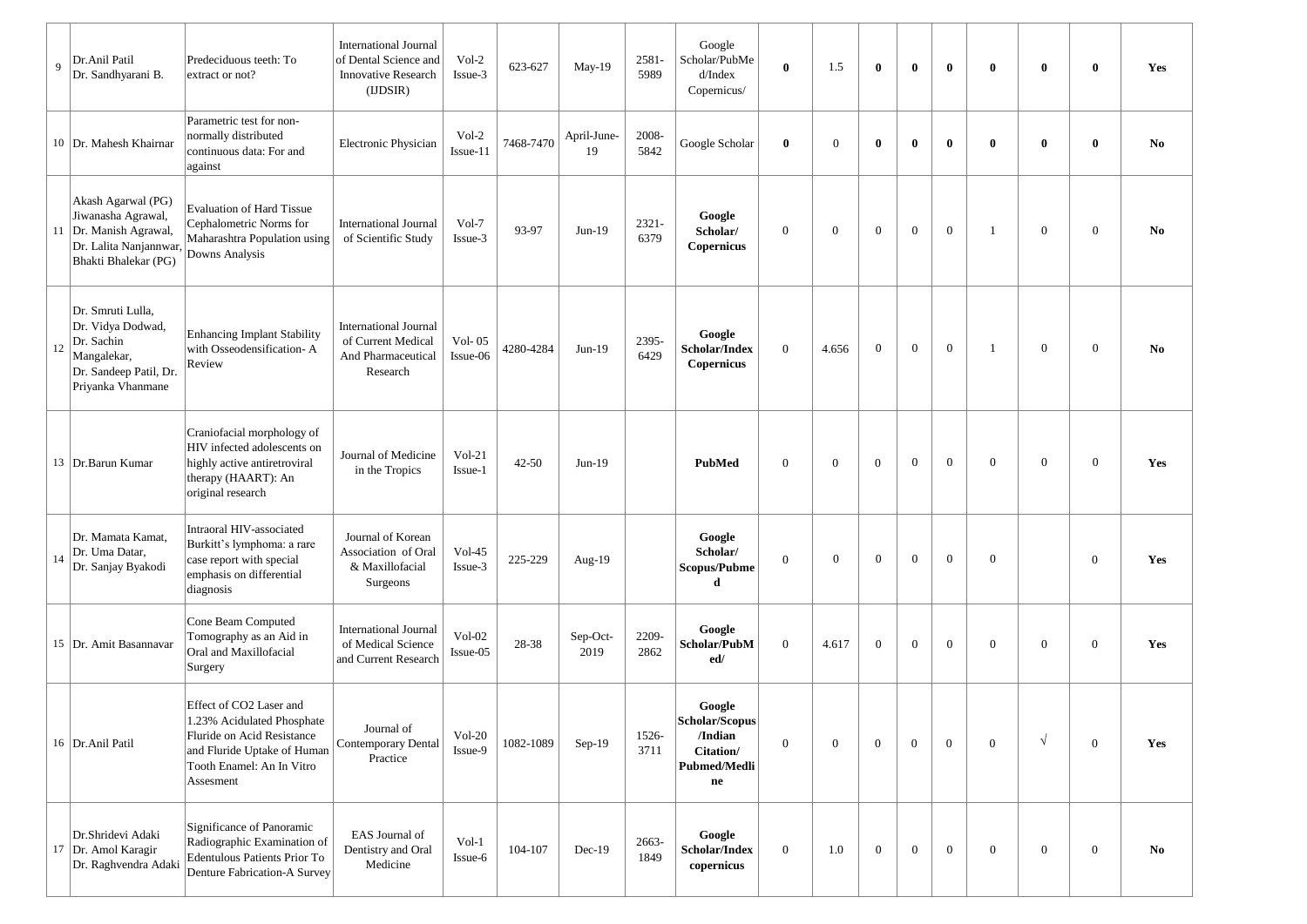| 9 | Dr.Anil Patil<br>Dr. Sandhyarani B. | Predeciduous teeth: To extract or not? | International Journal of Dental Science and Innovative Research (IJDSIR) | Vol-2 Issue-3 | 623-627 | May-19 | 2581-5989 | Google Scholar/PubMed/Index Copernicus/ | **0** | 1.5 | **0** | **0** | **0** | **0** | **0** | **0** | **Yes** |
|---|---|---|---|---|---|---|---|---|---|---|---|---|---|---|---|---|---|
| 10 | Dr. Mahesh Khairnar | Parametric test for non-normally distributed continuous data: For and against | Electronic Physician | Vol-2 Issue-11 | 7468-7470 | April-June-19 | 2008-5842 | Google Scholar | **0** | 0 | **0** | **0** | **0** | **0** | **0** | **0** | **No** |
| 11 | Akash Agarwal (PG)<br>Jiwanasha Agrawal,<br>Dr. Manish Agrawal,<br>Dr. Lalita Nanjannwar,<br>Bhakti Bhalekar (PG) | Evaluation of Hard Tissue Cephalometric Norms for Maharashtra Population using Downs Analysis | International Journal of Scientific Study | Vol-7 Issue-3 | 93-97 | Jun-19 | 2321-6379 | **Google Scholar/ Copernicus** | 0 | 0 | 0 | 0 | 0 | 1 | 0 | 0 | **No** |
| 12 | Dr. Smruti Lulla,<br>Dr. Vidya Dodwad,<br>Dr. Sachin Mangalekar,<br>Dr. Sandeep Patil, Dr. Priyanka Vhanmane | Enhancing Implant Stability with Osseodensification- A Review | International Journal of Current Medical And Pharmaceutical Research | Vol- 05 Issue-06 | 4280-4284 | Jun-19 | 2395-6429 | **Google Scholar/Index Copernicus** | 0 | 4.656 | 0 | 0 | 0 | 1 | 0 | 0 | **No** |
| 13 | Dr.Barun Kumar | Craniofacial morphology of HIV infected adolescents on highly active antiretroviral therapy (HAART): An original research | Journal of Medicine in the Tropics | Vol-21 Issue-1 | 42-50 | Jun-19 | | **PubMed** | 0 | 0 | 0 | 0 | 0 | 0 | 0 | 0 | **Yes** |
| 14 | Dr. Mamata Kamat,<br>Dr. Uma Datar,<br>Dr. Sanjay Byakodi | Intraoral HIV-associated Burkitt's lymphoma: a rare case report with special emphasis on differential diagnosis | Journal of Korean Association of Oral & Maxillofacial Surgeons | Vol-45 Issue-3 | 225-229 | Aug-19 | | **Google Scholar/ Scopus/Pubmed** | 0 | 0 | 0 | 0 | 0 | 0 | | 0 | **Yes** |
| 15 | Dr. Amit Basannavar | Cone Beam Computed Tomography as an Aid in Oral and Maxillofacial Surgery | International Journal of Medical Science and Current Research | Vol-02 Issue-05 | 28-38 | Sep-Oct-2019 | 2209-2862 | **Google Scholar/PubMed/** | 0 | 4.617 | 0 | 0 | 0 | 0 | 0 | 0 | **Yes** |
| 16 | Dr.Anil Patil | Effect of CO2 Laser and 1.23% Acidulated Phosphate Fluride on Acid Resistance and Fluride Uptake of Human Tooth Enamel: An In Vitro Assesment | Journal of Contemporary Dental Practice | Vol-20 Issue-9 | 1082-1089 | Sep-19 | 1526-3711 | **Google Scholar/Scopus /Indian Citation/ Pubmed/Medline** | 0 | 0 | 0 | 0 | 0 | 0 | √ | 0 | **Yes** |
| 17 | Dr.Shridevi Adaki<br>Dr. Amol Karagir<br>Dr. Raghvendra Adaki | Significance of Panoramic Radiographic Examination of Edentulous Patients Prior To Denture Fabrication-A Survey | EAS Journal of Dentistry and Oral Medicine | Vol-1 Issue-6 | 104-107 | Dec-19 | 2663-1849 | **Google Scholar/Index copernicus** | 0 | 1.0 | 0 | 0 | 0 | 0 | 0 | 0 | **No** |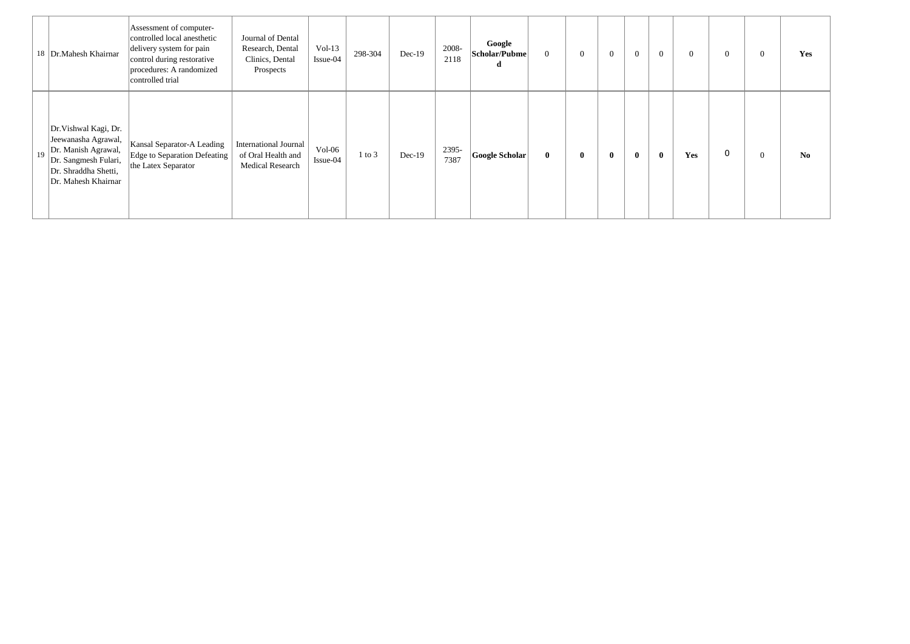| | | | | | | | | | | | | | | | | | | |
|---|---|---|---|---|---|---|---|---|---|---|---|---|---|---|---|---|---|---|
| 18 | Dr.Mahesh Khairnar | Assessment of computer-controlled local anesthetic delivery system for pain control during restorative procedures: A randomized controlled trial | Journal of Dental Research, Dental Clinics, Dental Prospects | Vol-13 Issue-04 | 298-304 | Dec-19 | 2008-2118 | **Google Scholar/Pubmed** | 0 | 0 | 0 | 0 | 0 | 0 | 0 | 0 | **Yes** |
| 19 | Dr.Vishwal Kagi, Dr. Jeewanasha Agrawal, Dr. Manish Agrawal, Dr. Sangmesh Fulari, Dr. Shraddha Shetti, Dr. Mahesh Khairnar | Kansal Separator-A Leading Edge to Separation Defeating the Latex Separator | International Journal of Oral Health and Medical Research | Vol-06 Issue-04 | 1 to 3 | Dec-19 | 2395-7387 | **Google Scholar** | **0** | **0** | **0** | **0** | **0** | **Yes** | 0 | 0 | **No** |